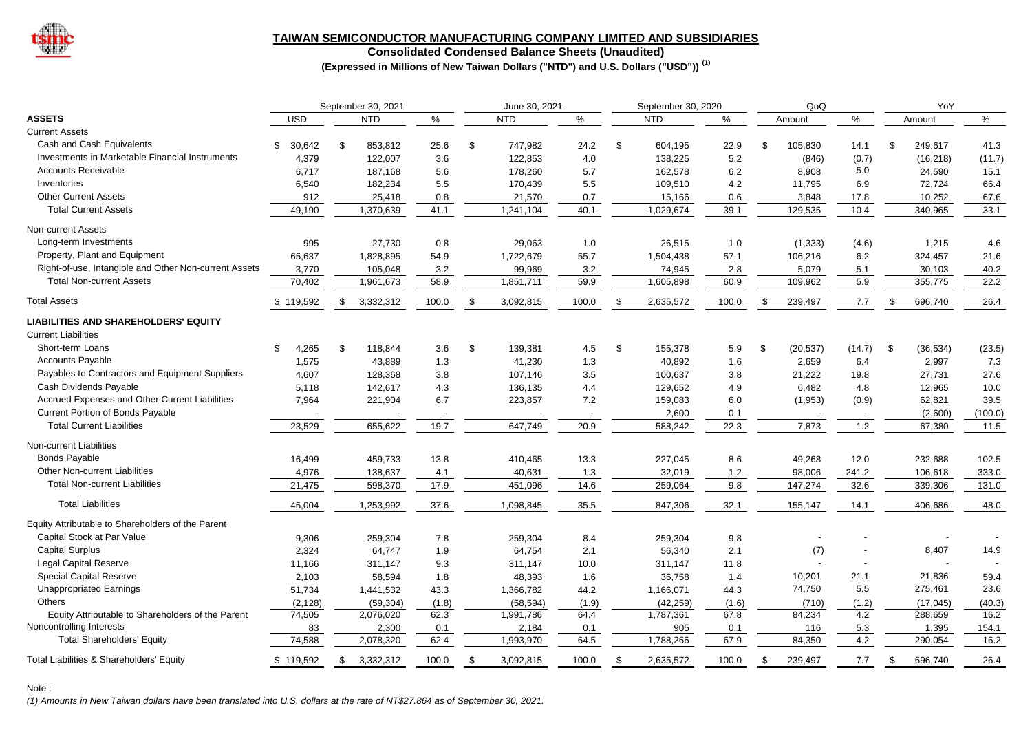# TAIWAN SEMICONDUCTOR MANUFACTURING COMPANY LIMITED AND SUBSIDIARIES

## Consolidated Condensed Balance Sheets (Unaudited)

### (Expressed in Millions of New Taiwan Dollars ("NTD") and U.S. Dollars ("USD")) (1)

| | September 30, 2021 | | | June 30, 2021 | | September 30, 2020 | | QoQ | | YoY | |
|---|---|---|---|---|---|---|---|---|---|---|---|
| **ASSETS** | USD | NTD | % | NTD | % | NTD | % | Amount | % | Amount | % |
| Current Assets | | | | | | | | | | | |
| Cash and Cash Equivalents | $ 30,642 | $ 853,812 | 25.6 | $ 747,982 | 24.2 | $ 604,195 | 22.9 | $ 105,830 | 14.1 | $ 249,617 | 41.3 |
| Investments in Marketable Financial Instruments | 4,379 | 122,007 | 3.6 | 122,853 | 4.0 | 138,225 | 5.2 | (846) | (0.7) | (16,218) | (11.7) |
| Accounts Receivable | 6,717 | 187,168 | 5.6 | 178,260 | 5.7 | 162,578 | 6.2 | 8,908 | 5.0 | 24,590 | 15.1 |
| Inventories | 6,540 | 182,234 | 5.5 | 170,439 | 5.5 | 109,510 | 4.2 | 11,795 | 6.9 | 72,724 | 66.4 |
| Other Current Assets | 912 | 25,418 | 0.8 | 21,570 | 0.7 | 15,166 | 0.6 | 3,848 | 17.8 | 10,252 | 67.6 |
| Total Current Assets | 49,190 | 1,370,639 | 41.1 | 1,241,104 | 40.1 | 1,029,674 | 39.1 | 129,535 | 10.4 | 340,965 | 33.1 |
| Non-current Assets | | | | | | | | | | | |
| Long-term Investments | 995 | 27,730 | 0.8 | 29,063 | 1.0 | 26,515 | 1.0 | (1,333) | (4.6) | 1,215 | 4.6 |
| Property, Plant and Equipment | 65,637 | 1,828,895 | 54.9 | 1,722,679 | 55.7 | 1,504,438 | 57.1 | 106,216 | 6.2 | 324,457 | 21.6 |
| Right-of-use, Intangible and Other Non-current Assets | 3,770 | 105,048 | 3.2 | 99,969 | 3.2 | 74,945 | 2.8 | 5,079 | 5.1 | 30,103 | 40.2 |
| Total Non-current Assets | 70,402 | 1,961,673 | 58.9 | 1,851,711 | 59.9 | 1,605,898 | 60.9 | 109,962 | 5.9 | 355,775 | 22.2 |
| Total Assets | $ 119,592 | $ 3,332,312 | 100.0 | $ 3,092,815 | 100.0 | $ 2,635,572 | 100.0 | $ 239,497 | 7.7 | $ 696,740 | 26.4 |
| **LIABILITIES AND SHAREHOLDERS' EQUITY** | | | | | | | | | | | |
| Current Liabilities | | | | | | | | | | | |
| Short-term Loans | $ 4,265 | $ 118,844 | 3.6 | $ 139,381 | 4.5 | $ 155,378 | 5.9 | $ (20,537) | (14.7) | $ (36,534) | (23.5) |
| Accounts Payable | 1,575 | 43,889 | 1.3 | 41,230 | 1.3 | 40,892 | 1.6 | 2,659 | 6.4 | 2,997 | 7.3 |
| Payables to Contractors and Equipment Suppliers | 4,607 | 128,368 | 3.8 | 107,146 | 3.5 | 100,637 | 3.8 | 21,222 | 19.8 | 27,731 | 27.6 |
| Cash Dividends Payable | 5,118 | 142,617 | 4.3 | 136,135 | 4.4 | 129,652 | 4.9 | 6,482 | 4.8 | 12,965 | 10.0 |
| Accrued Expenses and Other Current Liabilities | 7,964 | 221,904 | 6.7 | 223,857 | 7.2 | 159,083 | 6.0 | (1,953) | (0.9) | 62,821 | 39.5 |
| Current Portion of Bonds Payable | - | - | - | - | - | 2,600 | 0.1 | - | - | (2,600) | (100.0) |
| Total Current Liabilities | 23,529 | 655,622 | 19.7 | 647,749 | 20.9 | 588,242 | 22.3 | 7,873 | 1.2 | 67,380 | 11.5 |
| Non-current Liabilities | | | | | | | | | | | |
| Bonds Payable | 16,499 | 459,733 | 13.8 | 410,465 | 13.3 | 227,045 | 8.6 | 49,268 | 12.0 | 232,688 | 102.5 |
| Other Non-current Liabilities | 4,976 | 138,637 | 4.1 | 40,631 | 1.3 | 32,019 | 1.2 | 98,006 | 241.2 | 106,618 | 333.0 |
| Total Non-current Liabilities | 21,475 | 598,370 | 17.9 | 451,096 | 14.6 | 259,064 | 9.8 | 147,274 | 32.6 | 339,306 | 131.0 |
| Total Liabilities | 45,004 | 1,253,992 | 37.6 | 1,098,845 | 35.5 | 847,306 | 32.1 | 155,147 | 14.1 | 406,686 | 48.0 |
| Equity Attributable to Shareholders of the Parent | | | | | | | | | | | |
| Capital Stock at Par Value | 9,306 | 259,304 | 7.8 | 259,304 | 8.4 | 259,304 | 9.8 | - | - | - | - |
| Capital Surplus | 2,324 | 64,747 | 1.9 | 64,754 | 2.1 | 56,340 | 2.1 | (7) | - | 8,407 | 14.9 |
| Legal Capital Reserve | 11,166 | 311,147 | 9.3 | 311,147 | 10.0 | 311,147 | 11.8 | - | - | - | - |
| Special Capital Reserve | 2,103 | 58,594 | 1.8 | 48,393 | 1.6 | 36,758 | 1.4 | 10,201 | 21.1 | 21,836 | 59.4 |
| Unappropriated Earnings | 51,734 | 1,441,532 | 43.3 | 1,366,782 | 44.2 | 1,166,071 | 44.3 | 74,750 | 5.5 | 275,461 | 23.6 |
| Others | (2,128) | (59,304) | (1.8) | (58,594) | (1.9) | (42,259) | (1.6) | (710) | (1.2) | (17,045) | (40.3) |
| Equity Attributable to Shareholders of the Parent | 74,505 | 2,076,020 | 62.3 | 1,991,786 | 64.4 | 1,787,361 | 67.8 | 84,234 | 4.2 | 288,659 | 16.2 |
| Noncontrolling Interests | 83 | 2,300 | 0.1 | 2,184 | 0.1 | 905 | 0.1 | 116 | 5.3 | 1,395 | 154.1 |
| Total Shareholders' Equity | 74,588 | 2,078,320 | 62.4 | 1,993,970 | 64.5 | 1,788,266 | 67.9 | 84,350 | 4.2 | 290,054 | 16.2 |
| Total Liabilities & Shareholders' Equity | $ 119,592 | $ 3,332,312 | 100.0 | $ 3,092,815 | 100.0 | $ 2,635,572 | 100.0 | $ 239,497 | 7.7 | $ 696,740 | 26.4 |

Note :

*(1) Amounts in New Taiwan dollars have been translated into U.S. dollars at the rate of NT$27.864 as of September 30, 2021.*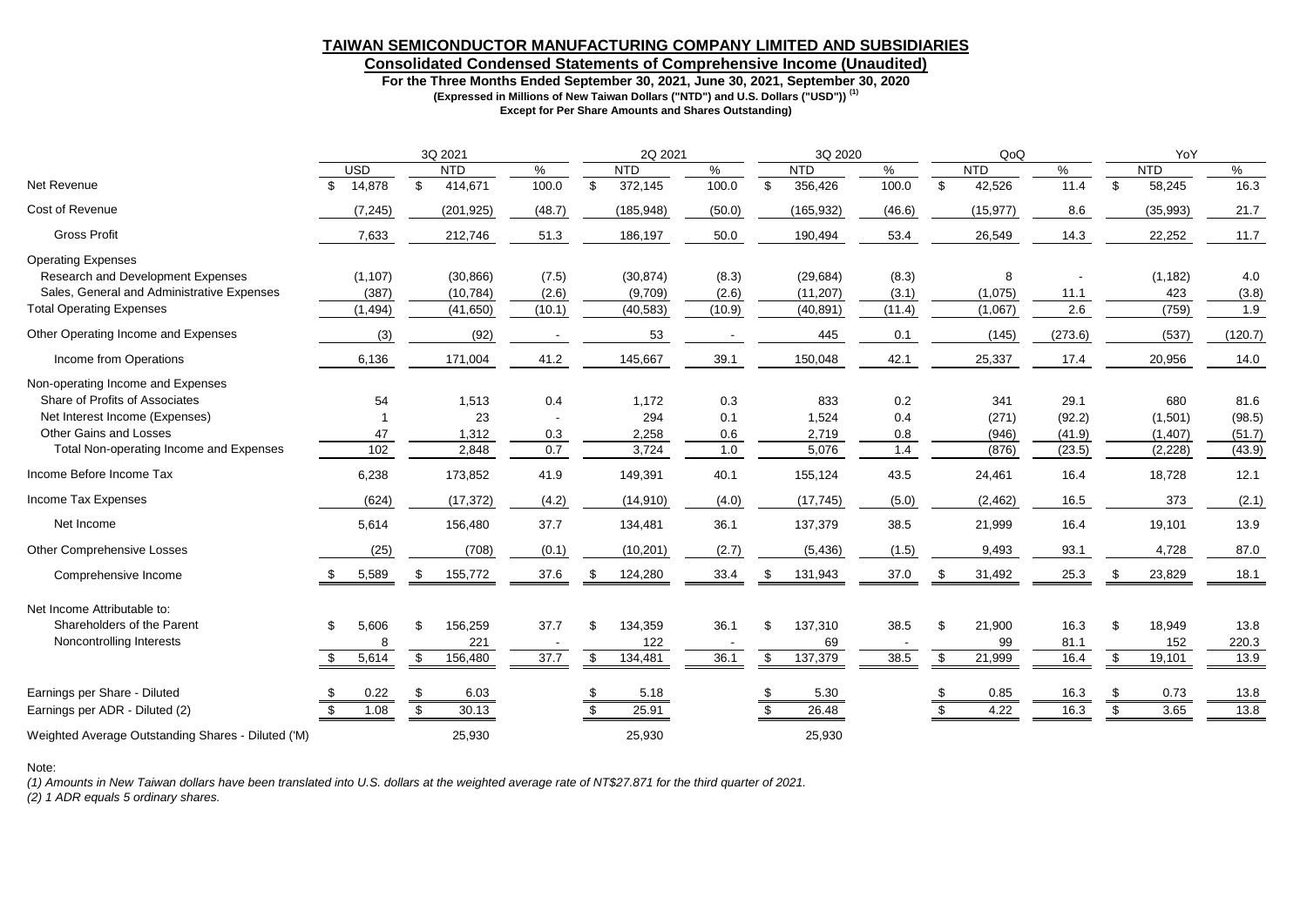# TAIWAN SEMICONDUCTOR MANUFACTURING COMPANY LIMITED AND SUBSIDIARIES

**Consolidated Condensed Statements of Comprehensive Income (Unaudited)**

**For the Three Months Ended September 30, 2021, June 30, 2021, September 30, 2020**

**(Expressed in Millions of New Taiwan Dollars ("NTD") and U.S. Dollars ("USD")) [1]**

**Except for Per Share Amounts and Shares Outstanding)**

| | 3Q 2021 | | | 2Q 2021 | | 3Q 2020 | | QoQ | | YoY | |
|---|---|---|---|---|---|---|---|---|---|---|---|
| | USD | NTD | % | NTD | % | NTD | % | NTD | % | NTD | % |
| Net Revenue | $ 14,878 | $ 414,671 | 100.0 | $ 372,145 | 100.0 | $ 356,426 | 100.0 | $ 42,526 | 11.4 | $ 58,245 | 16.3 |
| Cost of Revenue | (7,245) | (201,925) | (48.7) | (185,948) | (50.0) | (165,932) | (46.6) | (15,977) | 8.6 | (35,993) | 21.7 |
| Gross Profit | 7,633 | 212,746 | 51.3 | 186,197 | 50.0 | 190,494 | 53.4 | 26,549 | 14.3 | 22,252 | 11.7 |
| Operating Expenses | | | | | | | | | | | |
| Research and Development Expenses | (1,107) | (30,866) | (7.5) | (30,874) | (8.3) | (29,684) | (8.3) | 8 | - | (1,182) | 4.0 |
| Sales, General and Administrative Expenses | (387) | (10,784) | (2.6) | (9,709) | (2.6) | (11,207) | (3.1) | (1,075) | 11.1 | 423 | (3.8) |
| Total Operating Expenses | (1,494) | (41,650) | (10.1) | (40,583) | (10.9) | (40,891) | (11.4) | (1,067) | 2.6 | (759) | 1.9 |
| Other Operating Income and Expenses | (3) | (92) | - | 53 | - | 445 | 0.1 | (145) | (273.6) | (537) | (120.7) |
| Income from Operations | 6,136 | 171,004 | 41.2 | 145,667 | 39.1 | 150,048 | 42.1 | 25,337 | 17.4 | 20,956 | 14.0 |
| Non-operating Income and Expenses | | | | | | | | | | | |
| Share of Profits of Associates | 54 | 1,513 | 0.4 | 1,172 | 0.3 | 833 | 0.2 | 341 | 29.1 | 680 | 81.6 |
| Net Interest Income (Expenses) | 1 | 23 | - | 294 | 0.1 | 1,524 | 0.4 | (271) | (92.2) | (1,501) | (98.5) |
| Other Gains and Losses | 47 | 1,312 | 0.3 | 2,258 | 0.6 | 2,719 | 0.8 | (946) | (41.9) | (1,407) | (51.7) |
| Total Non-operating Income and Expenses | 102 | 2,848 | 0.7 | 3,724 | 1.0 | 5,076 | 1.4 | (876) | (23.5) | (2,228) | (43.9) |
| Income Before Income Tax | 6,238 | 173,852 | 41.9 | 149,391 | 40.1 | 155,124 | 43.5 | 24,461 | 16.4 | 18,728 | 12.1 |
| Income Tax Expenses | (624) | (17,372) | (4.2) | (14,910) | (4.0) | (17,745) | (5.0) | (2,462) | 16.5 | 373 | (2.1) |
| Net Income | 5,614 | 156,480 | 37.7 | 134,481 | 36.1 | 137,379 | 38.5 | 21,999 | 16.4 | 19,101 | 13.9 |
| Other Comprehensive Losses | (25) | (708) | (0.1) | (10,201) | (2.7) | (5,436) | (1.5) | 9,493 | 93.1 | 4,728 | 87.0 |
| Comprehensive Income | $ 5,589 | $ 155,772 | 37.6 | $ 124,280 | 33.4 | $ 131,943 | 37.0 | $ 31,492 | 25.3 | $ 23,829 | 18.1 |
| Net Income Attributable to: | | | | | | | | | | | |
| Shareholders of the Parent | $ 5,606 | $ 156,259 | 37.7 | $ 134,359 | 36.1 | $ 137,310 | 38.5 | $ 21,900 | 16.3 | $ 18,949 | 13.8 |
| Noncontrolling Interests | 8 | 221 | - | 122 | - | 69 | - | 99 | 81.1 | 152 | 220.3 |
| | $ 5,614 | $ 156,480 | 37.7 | $ 134,481 | 36.1 | $ 137,379 | 38.5 | $ 21,999 | 16.4 | $ 19,101 | 13.9 |
| Earnings per Share - Diluted | $ 0.22 | $ 6.03 | | $ 5.18 | | $ 5.30 | | $ 0.85 | 16.3 | $ 0.73 | 13.8 |
| Earnings per ADR - Diluted (2) | $ 1.08 | $ 30.13 | | $ 25.91 | | $ 26.48 | | $ 4.22 | 16.3 | $ 3.65 | 13.8 |
| Weighted Average Outstanding Shares - Diluted ('M) | | 25,930 | | 25,930 | | 25,930 | | | | | |

Note:

*(1) Amounts in New Taiwan dollars have been translated into U.S. dollars at the weighted average rate of NT$27.871 for the third quarter of 2021.*

*(2) 1 ADR equals 5 ordinary shares.*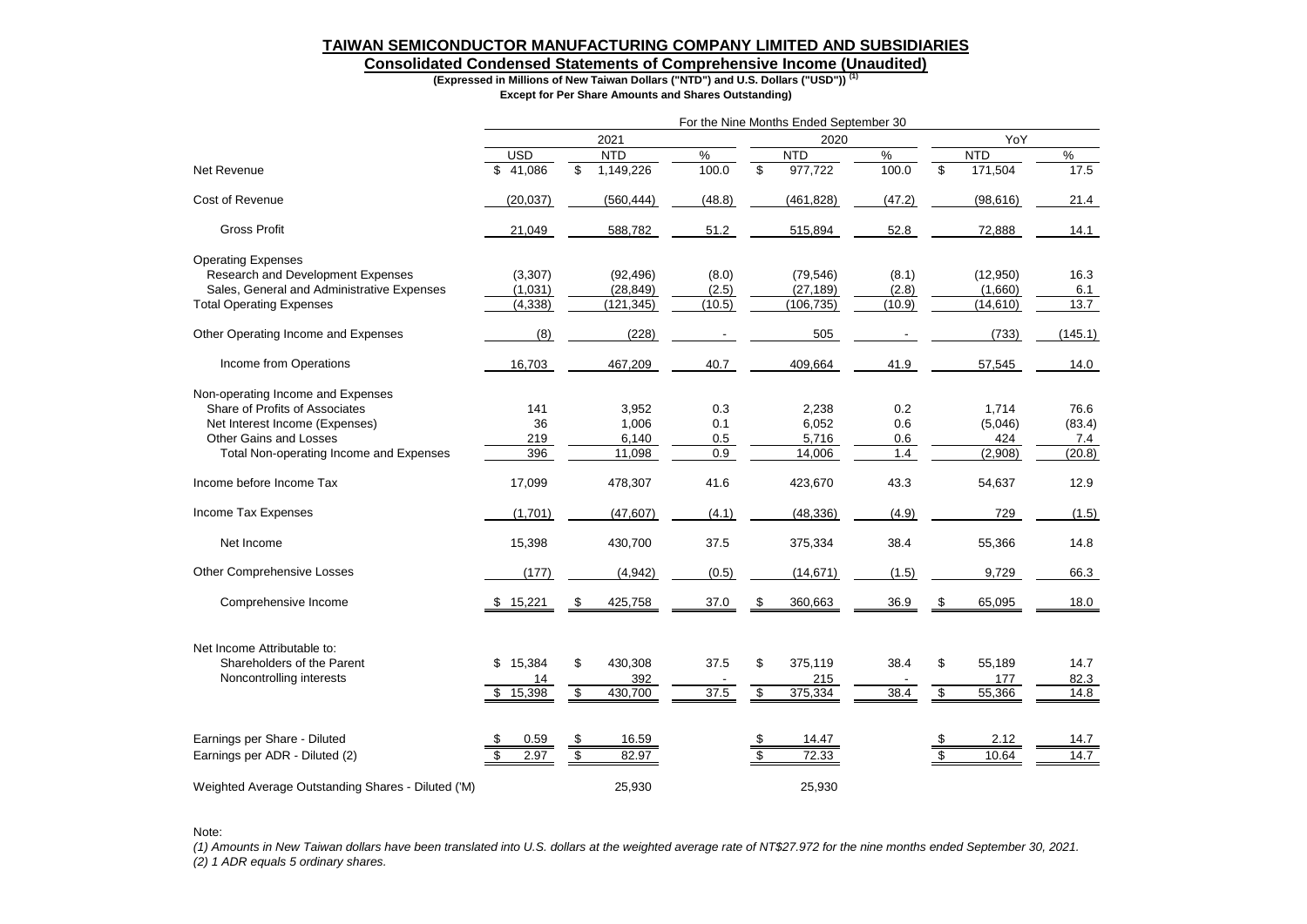# TAIWAN SEMICONDUCTOR MANUFACTURING COMPANY LIMITED AND SUBSIDIARIES

## Consolidated Condensed Statements of Comprehensive Income (Unaudited)

**(Expressed in Millions of New Taiwan Dollars ("NTD") and U.S. Dollars ("USD")) (1)**
**Except for Per Share Amounts and Shares Outstanding)**

| | For the Nine Months Ended September 30 | | | | | | |
|---|---|---|---|---|---|---|---|
| | 2021 | | | 2020 | | YoY | |
| | USD | NTD | % | NTD | % | NTD | % |
| Net Revenue | $ 41,086 | $ 1,149,226 | 100.0 | $ 977,722 | 100.0 | $ 171,504 | 17.5 |
| Cost of Revenue | (20,037) | (560,444) | (48.8) | (461,828) | (47.2) | (98,616) | 21.4 |
| Gross Profit | 21,049 | 588,782 | 51.2 | 515,894 | 52.8 | 72,888 | 14.1 |
| Operating Expenses | | | | | | | |
| Research and Development Expenses | (3,307) | (92,496) | (8.0) | (79,546) | (8.1) | (12,950) | 16.3 |
| Sales, General and Administrative Expenses | (1,031) | (28,849) | (2.5) | (27,189) | (2.8) | (1,660) | 6.1 |
| Total Operating Expenses | (4,338) | (121,345) | (10.5) | (106,735) | (10.9) | (14,610) | 13.7 |
| Other Operating Income and Expenses | (8) | (228) | - | 505 | - | (733) | (145.1) |
| Income from Operations | 16,703 | 467,209 | 40.7 | 409,664 | 41.9 | 57,545 | 14.0 |
| Non-operating Income and Expenses | | | | | | | |
| Share of Profits of Associates | 141 | 3,952 | 0.3 | 2,238 | 0.2 | 1,714 | 76.6 |
| Net Interest Income (Expenses) | 36 | 1,006 | 0.1 | 6,052 | 0.6 | (5,046) | (83.4) |
| Other Gains and Losses | 219 | 6,140 | 0.5 | 5,716 | 0.6 | 424 | 7.4 |
| Total Non-operating Income and Expenses | 396 | 11,098 | 0.9 | 14,006 | 1.4 | (2,908) | (20.8) |
| Income before Income Tax | 17,099 | 478,307 | 41.6 | 423,670 | 43.3 | 54,637 | 12.9 |
| Income Tax Expenses | (1,701) | (47,607) | (4.1) | (48,336) | (4.9) | 729 | (1.5) |
| Net Income | 15,398 | 430,700 | 37.5 | 375,334 | 38.4 | 55,366 | 14.8 |
| Other Comprehensive Losses | (177) | (4,942) | (0.5) | (14,671) | (1.5) | 9,729 | 66.3 |
| Comprehensive Income | $ 15,221 | $ 425,758 | 37.0 | $ 360,663 | 36.9 | $ 65,095 | 18.0 |
| Net Income Attributable to: | | | | | | | |
| Shareholders of the Parent | $ 15,384 | $ 430,308 | 37.5 | $ 375,119 | 38.4 | $ 55,189 | 14.7 |
| Noncontrolling interests | 14 | 392 | - | 215 | - | 177 | 82.3 |
| | $ 15,398 | $ 430,700 | 37.5 | $ 375,334 | 38.4 | $ 55,366 | 14.8 |
| Earnings per Share - Diluted | $ 0.59 | $ 16.59 | | $ 14.47 | | $ 2.12 | 14.7 |
| Earnings per ADR - Diluted (2) | $ 2.97 | $ 82.97 | | $ 72.33 | | $ 10.64 | 14.7 |
| Weighted Average Outstanding Shares - Diluted ('M) | | 25,930 | | 25,930 | | | |

Note:

*(1) Amounts in New Taiwan dollars have been translated into U.S. dollars at the weighted average rate of NT$27.972 for the nine months ended September 30, 2021.*
*(2) 1 ADR equals 5 ordinary shares.*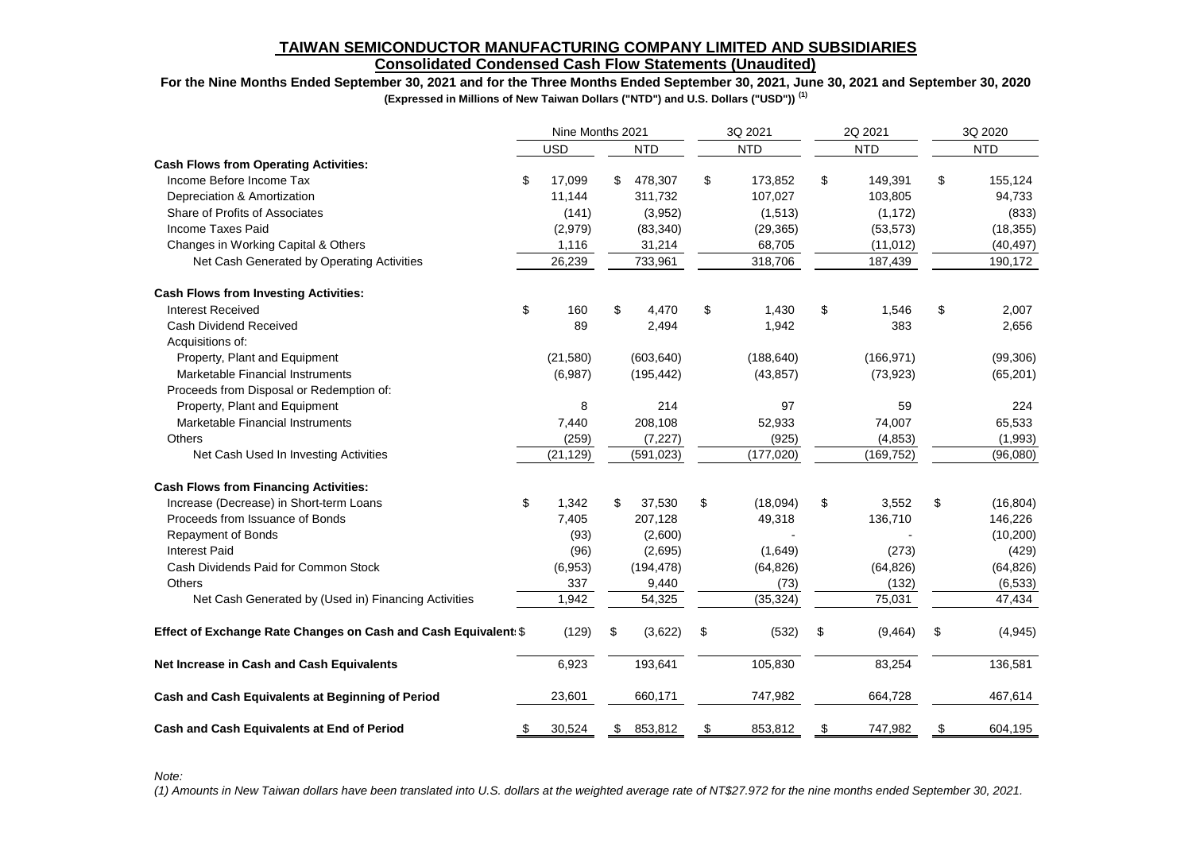# TAIWAN SEMICONDUCTOR MANUFACTURING COMPANY LIMITED AND SUBSIDIARIES

## Consolidated Condensed Cash Flow Statements (Unaudited)

**For the Nine Months Ended September 30, 2021 and for the Three Months Ended September 30, 2021, June 30, 2021 and September 30, 2020**

**(Expressed in Millions of New Taiwan Dollars ("NTD") and U.S. Dollars ("USD"))** [(1)]

| | Nine Months 2021 | | 3Q 2021 | 2Q 2021 | 3Q 2020 |
|---|---|---|---|---|---|
| | USD | NTD | NTD | NTD | NTD |
| **Cash Flows from Operating Activities:** | | | | | |
| Income Before Income Tax | $ 17,099 | $ 478,307 | $ 173,852 | $ 149,391 | $ 155,124 |
| Depreciation & Amortization | 11,144 | 311,732 | 107,027 | 103,805 | 94,733 |
| Share of Profits of Associates | (141) | (3,952) | (1,513) | (1,172) | (833) |
| Income Taxes Paid | (2,979) | (83,340) | (29,365) | (53,573) | (18,355) |
| Changes in Working Capital & Others | 1,116 | 31,214 | 68,705 | (11,012) | (40,497) |
| Net Cash Generated by Operating Activities | 26,239 | 733,961 | 318,706 | 187,439 | 190,172 |
| **Cash Flows from Investing Activities:** | | | | | |
| Interest Received | $ 160 | $ 4,470 | $ 1,430 | $ 1,546 | $ 2,007 |
| Cash Dividend Received | 89 | 2,494 | 1,942 | 383 | 2,656 |
| Acquisitions of: | | | | | |
| Property, Plant and Equipment | (21,580) | (603,640) | (188,640) | (166,971) | (99,306) |
| Marketable Financial Instruments | (6,987) | (195,442) | (43,857) | (73,923) | (65,201) |
| Proceeds from Disposal or Redemption of: | | | | | |
| Property, Plant and Equipment | 8 | 214 | 97 | 59 | 224 |
| Marketable Financial Instruments | 7,440 | 208,108 | 52,933 | 74,007 | 65,533 |
| Others | (259) | (7,227) | (925) | (4,853) | (1,993) |
| Net Cash Used In Investing Activities | (21,129) | (591,023) | (177,020) | (169,752) | (96,080) |
| **Cash Flows from Financing Activities:** | | | | | |
| Increase (Decrease) in Short-term Loans | $ 1,342 | $ 37,530 | $ (18,094) | $ 3,552 | $ (16,804) |
| Proceeds from Issuance of Bonds | 7,405 | 207,128 | 49,318 | 136,710 | 146,226 |
| Repayment of Bonds | (93) | (2,600) | - | - | (10,200) |
| Interest Paid | (96) | (2,695) | (1,649) | (273) | (429) |
| Cash Dividends Paid for Common Stock | (6,953) | (194,478) | (64,826) | (64,826) | (64,826) |
| Others | 337 | 9,440 | (73) | (132) | (6,533) |
| Net Cash Generated by (Used in) Financing Activities | 1,942 | 54,325 | (35,324) | 75,031 | 47,434 |
| **Effect of Exchange Rate Changes on Cash and Cash Equivalents** | $ (129) | $ (3,622) | $ (532) | $ (9,464) | $ (4,945) |
| **Net Increase in Cash and Cash Equivalents** | 6,923 | 193,641 | 105,830 | 83,254 | 136,581 |
| **Cash and Cash Equivalents at Beginning of Period** | 23,601 | 660,171 | 747,982 | 664,728 | 467,614 |
| **Cash and Cash Equivalents at End of Period** | $ 30,524 | $ 853,812 | $ 853,812 | $ 747,982 | $ 604,195 |

*Note:*

*(1) Amounts in New Taiwan dollars have been translated into U.S. dollars at the weighted average rate of NT$27.972 for the nine months ended September 30, 2021.*